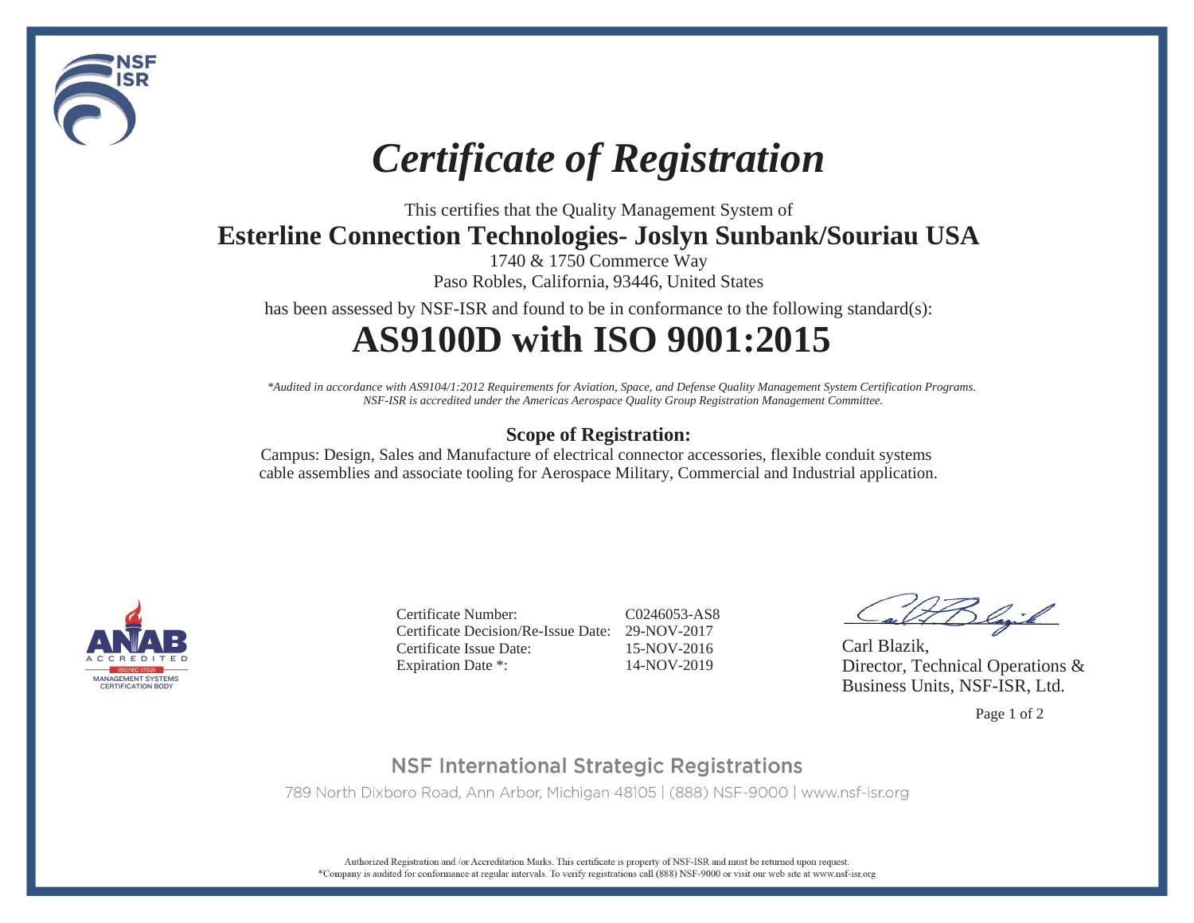# *Certificate of Registration*

This certifies that the Quality Management System of

**Esterline Connection Technologies- Joslyn Sunbank/Souriau USA**

1740 & 1750 Commerce Way

Paso Robles, California, 93446, United States

has been assessed by NSF-ISR and found to be in conformance to the following standard(s):

## AS9100D with ISO 9001:2015

*\*Audited in accordance with AS9104/1:2012 Requirements for Aviation, Space, and Defense Quality Management System Certification Programs. NSF-ISR is accredited under the Americas Aerospace Quality Group Registration Management Committee.*

**Scope of Registration:**

Campus: Design, Sales and Manufacture of electrical connector accessories, flexible conduit systems cable assemblies and associate tooling for Aerospace Military, Commercial and Industrial application.

ANAB ACCREDITED ISO/IEC 17021 MANAGEMENT SYSTEMS CERTIFICATION BODY

| | |
|---|---|
| Certificate Number: | C0246053-AS8 |
| Certificate Decision/Re-Issue Date: | 29-NOV-2017 |
| Certificate Issue Date: | 15-NOV-2016 |
| Expiration Date *: | 14-NOV-2019 |

Carl Blazik,
Director, Technical Operations & Business Units, NSF-ISR, Ltd.

NSF International Strategic Registrations

789 North Dixboro Road, Ann Arbor, Michigan 48105 | (888) NSF-9000 | www.nsf-isr.org

Authorized Registration and /or Accreditation Marks. This certificate is property of NSF-ISR and must be returned upon request.
*Company is audited for conformance at regular intervals. To verify registrations call (888) NSF-9000 or visit our web site at www.nsf-isr.org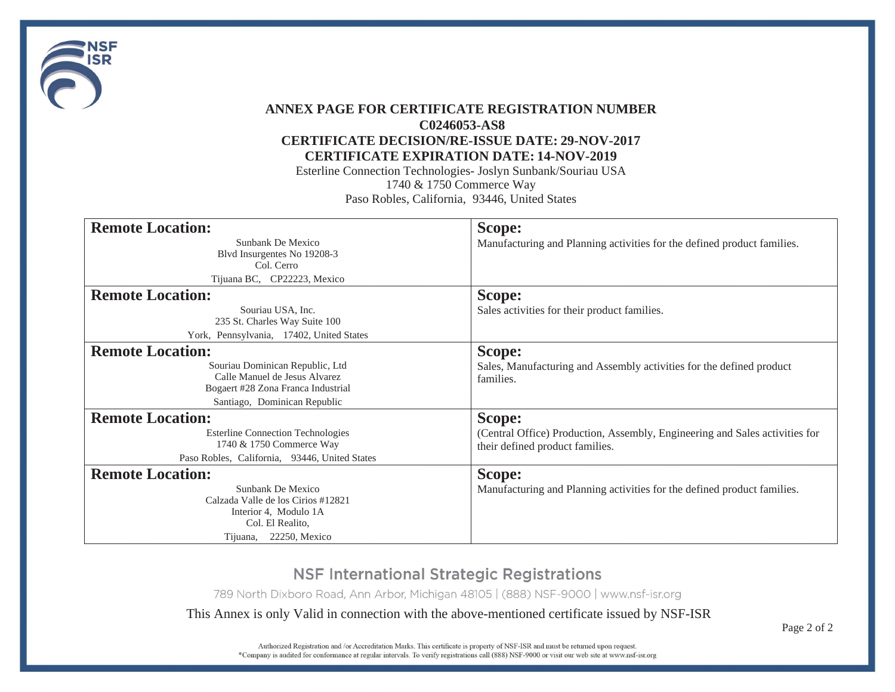**ANNEX PAGE FOR CERTIFICATE REGISTRATION NUMBER**
**C0246053-AS8**
**CERTIFICATE DECISION/RE-ISSUE DATE: 29-NOV-2017**
**CERTIFICATE EXPIRATION DATE: 14-NOV-2019**

Esterline Connection Technologies- Joslyn Sunbank/Souriau USA
1740 & 1750 Commerce Way
Paso Robles, California, 93446, United States

| | |
|---|---|
| **Remote Location:**<br>Sunbank De Mexico<br>Blvd Insurgentes No 19208-3<br>Col. Cerro<br>Tijuana BC, CP22223, Mexico | **Scope:**<br>Manufacturing and Planning activities for the defined product families. |
| **Remote Location:**<br>Souriau USA, Inc.<br>235 St. Charles Way Suite 100<br>York, Pennsylvania, 17402, United States | **Scope:**<br>Sales activities for their product families. |
| **Remote Location:**<br>Souriau Dominican Republic, Ltd<br>Calle Manuel de Jesus Alvarez<br>Bogaert #28 Zona Franca Industrial<br>Santiago, Dominican Republic | **Scope:**<br>Sales, Manufacturing and Assembly activities for the defined product families. |
| **Remote Location:**<br>Esterline Connection Technologies<br>1740 & 1750 Commerce Way<br>Paso Robles, California, 93446, United States | **Scope:**<br>(Central Office) Production, Assembly, Engineering and Sales activities for their defined product families. |
| **Remote Location:**<br>Sunbank De Mexico<br>Calzada Valle de los Cirios #12821<br>Interior 4, Modulo 1A<br>Col. El Realito,<br>Tijuana, 22250, Mexico | **Scope:**<br>Manufacturing and Planning activities for the defined product families. |

NSF International Strategic Registrations

789 North Dixboro Road, Ann Arbor, Michigan 48105 | (888) NSF-9000 | www.nsf-isr.org

This Annex is only Valid in connection with the above-mentioned certificate issued by NSF-ISR

Authorized Registration and /or Accreditation Marks. This certificate is property of NSF-ISR and must be returned upon request.
*Company is audited for conformance at regular intervals. To verify registrations call (888) NSF-9000 or visit our web site at www.nsf-isr.org